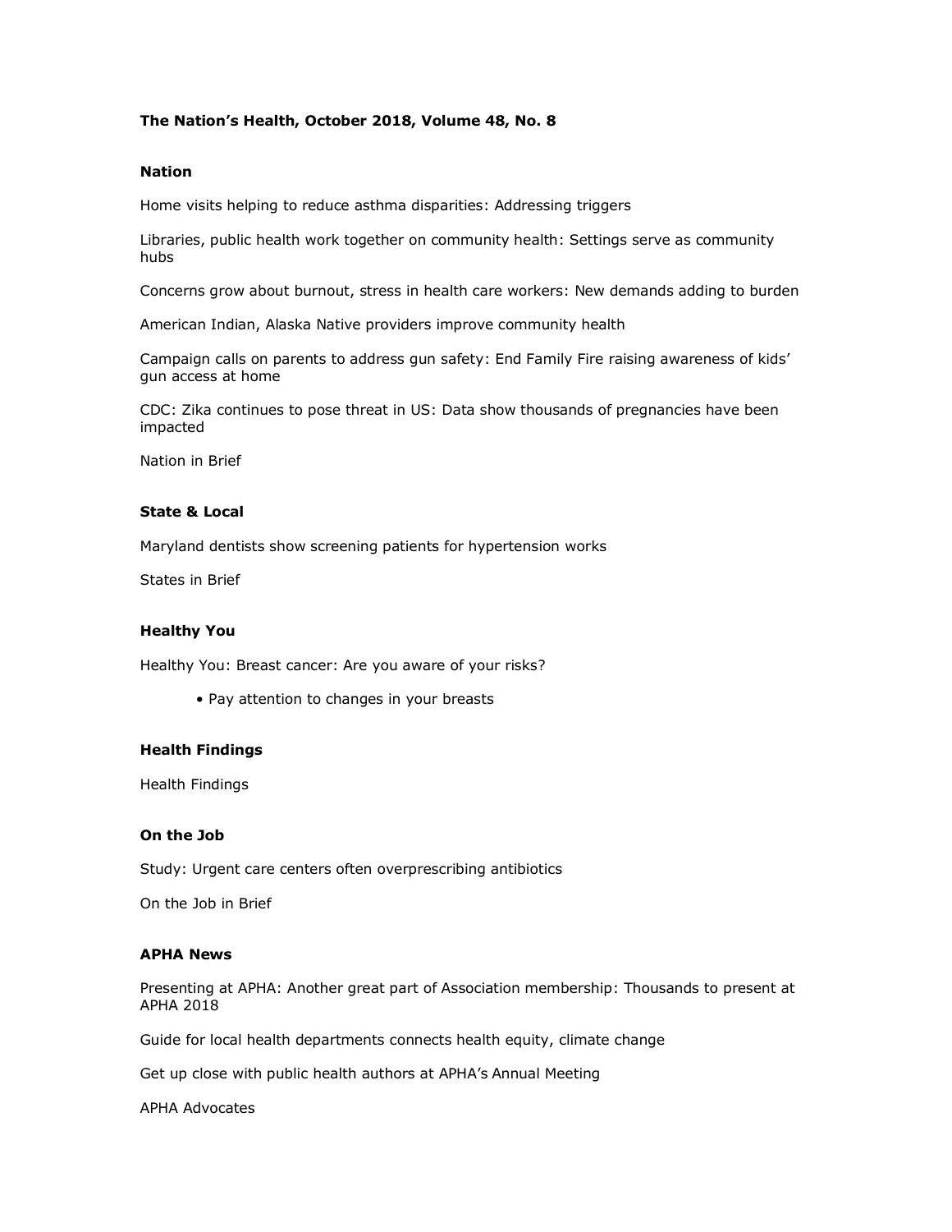**The Nation's Health, October 2018, Volume 48, No. 8**

## Nation

Home visits helping to reduce asthma disparities: Addressing triggers

Libraries, public health work together on community health: Settings serve as community hubs

Concerns grow about burnout, stress in health care workers: New demands adding to burden

American Indian, Alaska Native providers improve community health

Campaign calls on parents to address gun safety: End Family Fire raising awareness of kids' gun access at home

CDC: Zika continues to pose threat in US: Data show thousands of pregnancies have been impacted

Nation in Brief

## State & Local

Maryland dentists show screening patients for hypertension works

States in Brief

## Healthy You

Healthy You: Breast cancer: Are you aware of your risks?

- Pay attention to changes in your breasts

## Health Findings

Health Findings

## On the Job

Study: Urgent care centers often overprescribing antibiotics

On the Job in Brief

## APHA News

Presenting at APHA: Another great part of Association membership: Thousands to present at APHA 2018

Guide for local health departments connects health equity, climate change

Get up close with public health authors at APHA's Annual Meeting

APHA Advocates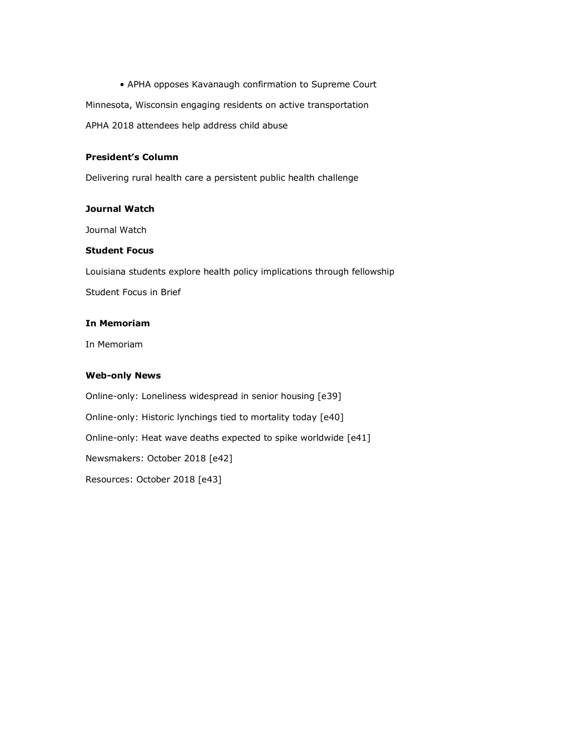- APHA opposes Kavanaugh confirmation to Supreme Court

Minnesota, Wisconsin engaging residents on active transportation

APHA 2018 attendees help address child abuse

**President's Column**

Delivering rural health care a persistent public health challenge

**Journal Watch**

Journal Watch

**Student Focus**

Louisiana students explore health policy implications through fellowship

Student Focus in Brief

**In Memoriam**

In Memoriam

**Web-only News**

Online-only: Loneliness widespread in senior housing [e39]

Online-only: Historic lynchings tied to mortality today [e40]

Online-only: Heat wave deaths expected to spike worldwide [e41]

Newsmakers: October 2018 [e42]

Resources: October 2018 [e43]